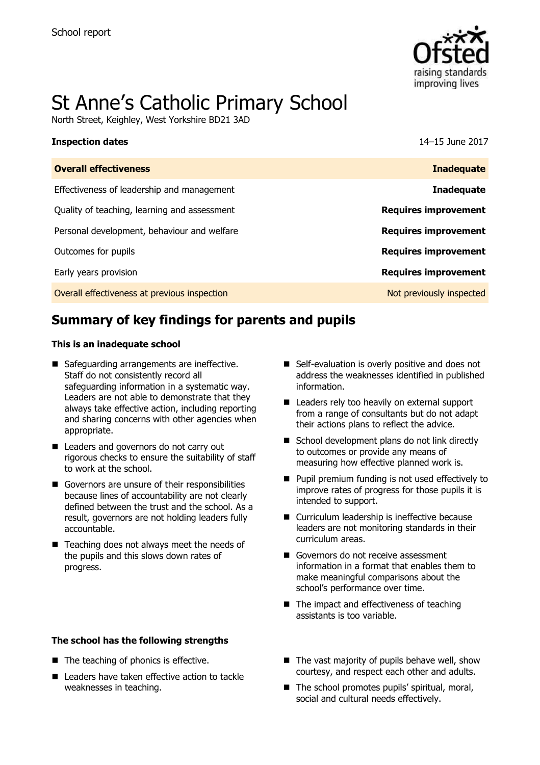School report

# St Anne's Catholic Primary School

North Street, Keighley, West Yorkshire BD21 3AD

**Inspection dates** 14–15 June 2017

| **Overall effectiveness** | **Inadequate** |
| --- | --- |
| Effectiveness of leadership and management | **Inadequate** |
| Quality of teaching, learning and assessment | **Requires improvement** |
| Personal development, behaviour and welfare | **Requires improvement** |
| Outcomes for pupils | **Requires improvement** |
| Early years provision | **Requires improvement** |
| Overall effectiveness at previous inspection | Not previously inspected |

## Summary of key findings for parents and pupils

**This is an inadequate school**

- Safeguarding arrangements are ineffective. Staff do not consistently record all safeguarding information in a systematic way. Leaders are not able to demonstrate that they always take effective action, including reporting and sharing concerns with other agencies when appropriate.
- Leaders and governors do not carry out rigorous checks to ensure the suitability of staff to work at the school.
- Governors are unsure of their responsibilities because lines of accountability are not clearly defined between the trust and the school. As a result, governors are not holding leaders fully accountable.
- Teaching does not always meet the needs of the pupils and this slows down rates of progress.
- Self-evaluation is overly positive and does not address the weaknesses identified in published information.
- Leaders rely too heavily on external support from a range of consultants but do not adapt their actions plans to reflect the advice.
- School development plans do not link directly to outcomes or provide any means of measuring how effective planned work is.
- Pupil premium funding is not used effectively to improve rates of progress for those pupils it is intended to support.
- Curriculum leadership is ineffective because leaders are not monitoring standards in their curriculum areas.
- Governors do not receive assessment information in a format that enables them to make meaningful comparisons about the school's performance over time.
- The impact and effectiveness of teaching assistants is too variable.

**The school has the following strengths**

- The teaching of phonics is effective.
- Leaders have taken effective action to tackle weaknesses in teaching.
- The vast majority of pupils behave well, show courtesy, and respect each other and adults.
- The school promotes pupils' spiritual, moral, social and cultural needs effectively.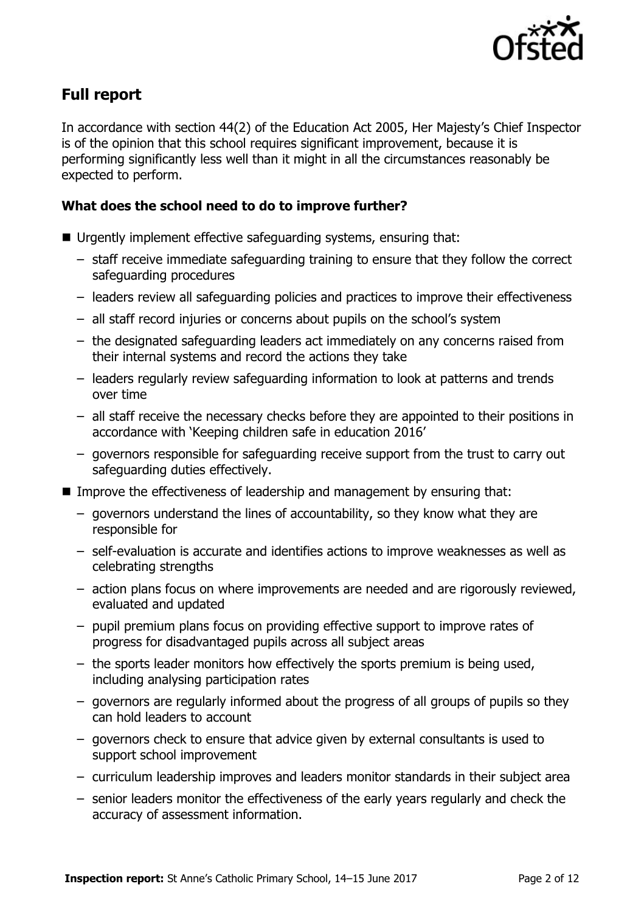## Full report

In accordance with section 44(2) of the Education Act 2005, Her Majesty's Chief Inspector is of the opinion that this school requires significant improvement, because it is performing significantly less well than it might in all the circumstances reasonably be expected to perform.

### What does the school need to do to improve further?

- Urgently implement effective safeguarding systems, ensuring that:
  - staff receive immediate safeguarding training to ensure that they follow the correct safeguarding procedures
  - leaders review all safeguarding policies and practices to improve their effectiveness
  - all staff record injuries or concerns about pupils on the school's system
  - the designated safeguarding leaders act immediately on any concerns raised from their internal systems and record the actions they take
  - leaders regularly review safeguarding information to look at patterns and trends over time
  - all staff receive the necessary checks before they are appointed to their positions in accordance with 'Keeping children safe in education 2016'
  - governors responsible for safeguarding receive support from the trust to carry out safeguarding duties effectively.
- Improve the effectiveness of leadership and management by ensuring that:
  - governors understand the lines of accountability, so they know what they are responsible for
  - self-evaluation is accurate and identifies actions to improve weaknesses as well as celebrating strengths
  - action plans focus on where improvements are needed and are rigorously reviewed, evaluated and updated
  - pupil premium plans focus on providing effective support to improve rates of progress for disadvantaged pupils across all subject areas
  - the sports leader monitors how effectively the sports premium is being used, including analysing participation rates
  - governors are regularly informed about the progress of all groups of pupils so they can hold leaders to account
  - governors check to ensure that advice given by external consultants is used to support school improvement
  - curriculum leadership improves and leaders monitor standards in their subject area
  - senior leaders monitor the effectiveness of the early years regularly and check the accuracy of assessment information.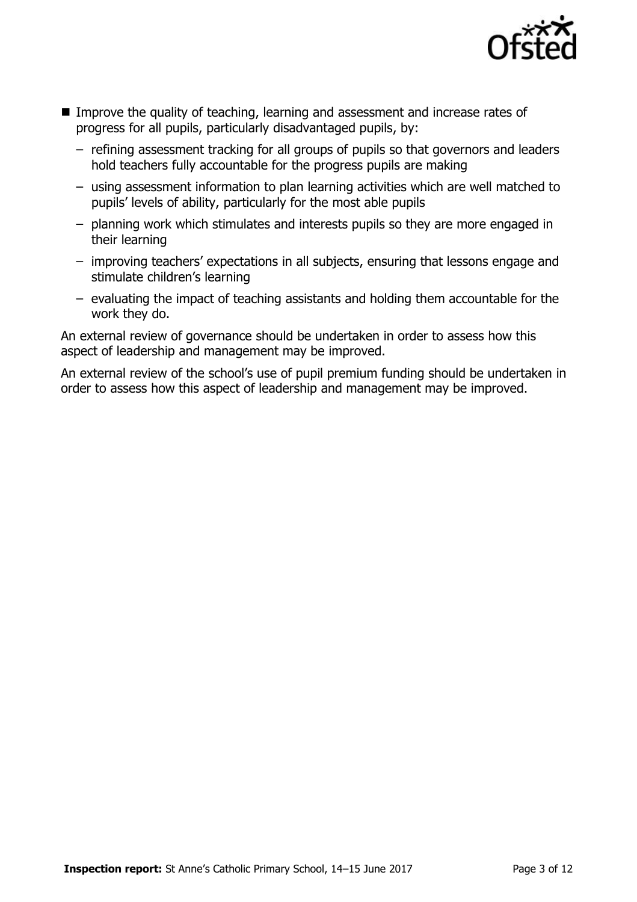- Improve the quality of teaching, learning and assessment and increase rates of progress for all pupils, particularly disadvantaged pupils, by:
  - refining assessment tracking for all groups of pupils so that governors and leaders hold teachers fully accountable for the progress pupils are making
  - using assessment information to plan learning activities which are well matched to pupils' levels of ability, particularly for the most able pupils
  - planning work which stimulates and interests pupils so they are more engaged in their learning
  - improving teachers' expectations in all subjects, ensuring that lessons engage and stimulate children's learning
  - evaluating the impact of teaching assistants and holding them accountable for the work they do.

An external review of governance should be undertaken in order to assess how this aspect of leadership and management may be improved.

An external review of the school's use of pupil premium funding should be undertaken in order to assess how this aspect of leadership and management may be improved.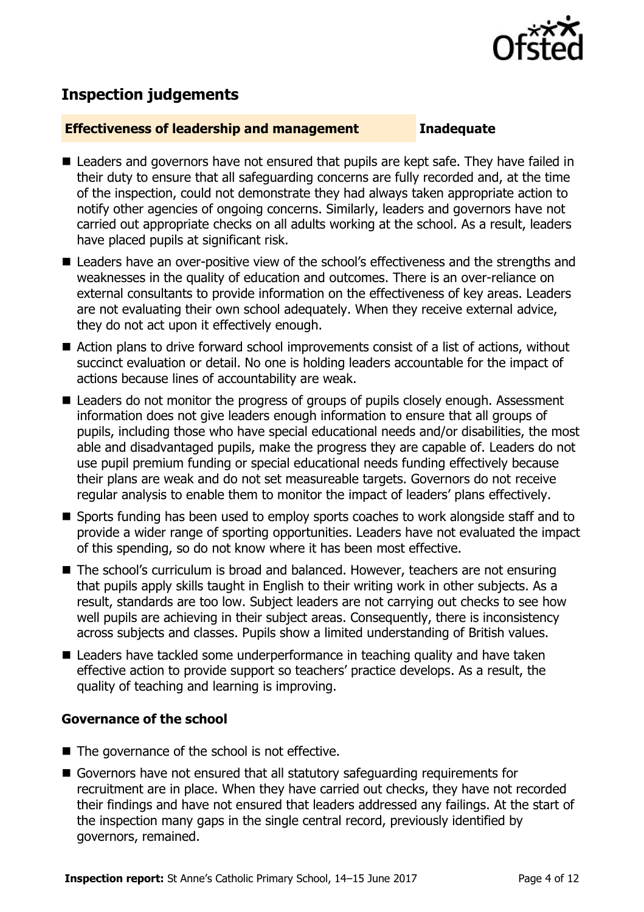## Inspection judgements

| **Effectiveness of leadership and management** | **Inadequate** |
| --- | --- |

- Leaders and governors have not ensured that pupils are kept safe. They have failed in their duty to ensure that all safeguarding concerns are fully recorded and, at the time of the inspection, could not demonstrate they had always taken appropriate action to notify other agencies of ongoing concerns. Similarly, leaders and governors have not carried out appropriate checks on all adults working at the school. As a result, leaders have placed pupils at significant risk.
- Leaders have an over-positive view of the school's effectiveness and the strengths and weaknesses in the quality of education and outcomes. There is an over-reliance on external consultants to provide information on the effectiveness of key areas. Leaders are not evaluating their own school adequately. When they receive external advice, they do not act upon it effectively enough.
- Action plans to drive forward school improvements consist of a list of actions, without succinct evaluation or detail. No one is holding leaders accountable for the impact of actions because lines of accountability are weak.
- Leaders do not monitor the progress of groups of pupils closely enough. Assessment information does not give leaders enough information to ensure that all groups of pupils, including those who have special educational needs and/or disabilities, the most able and disadvantaged pupils, make the progress they are capable of. Leaders do not use pupil premium funding or special educational needs funding effectively because their plans are weak and do not set measureable targets. Governors do not receive regular analysis to enable them to monitor the impact of leaders' plans effectively.
- Sports funding has been used to employ sports coaches to work alongside staff and to provide a wider range of sporting opportunities. Leaders have not evaluated the impact of this spending, so do not know where it has been most effective.
- The school's curriculum is broad and balanced. However, teachers are not ensuring that pupils apply skills taught in English to their writing work in other subjects. As a result, standards are too low. Subject leaders are not carrying out checks to see how well pupils are achieving in their subject areas. Consequently, there is inconsistency across subjects and classes. Pupils show a limited understanding of British values.
- Leaders have tackled some underperformance in teaching quality and have taken effective action to provide support so teachers' practice develops. As a result, the quality of teaching and learning is improving.

### Governance of the school

- The governance of the school is not effective.
- Governors have not ensured that all statutory safeguarding requirements for recruitment are in place. When they have carried out checks, they have not recorded their findings and have not ensured that leaders addressed any failings. At the start of the inspection many gaps in the single central record, previously identified by governors, remained.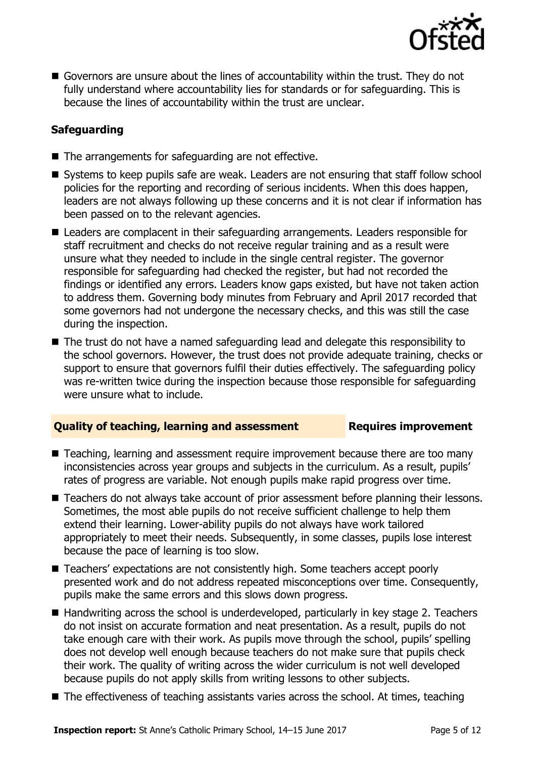- Governors are unsure about the lines of accountability within the trust. They do not fully understand where accountability lies for standards or for safeguarding. This is because the lines of accountability within the trust are unclear.

### Safeguarding

- The arrangements for safeguarding are not effective.
- Systems to keep pupils safe are weak. Leaders are not ensuring that staff follow school policies for the reporting and recording of serious incidents. When this does happen, leaders are not always following up these concerns and it is not clear if information has been passed on to the relevant agencies.
- Leaders are complacent in their safeguarding arrangements. Leaders responsible for staff recruitment and checks do not receive regular training and as a result were unsure what they needed to include in the single central register. The governor responsible for safeguarding had checked the register, but had not recorded the findings or identified any errors. Leaders know gaps existed, but have not taken action to address them. Governing body minutes from February and April 2017 recorded that some governors had not undergone the necessary checks, and this was still the case during the inspection.
- The trust do not have a named safeguarding lead and delegate this responsibility to the school governors. However, the trust does not provide adequate training, checks or support to ensure that governors fulfil their duties effectively. The safeguarding policy was re-written twice during the inspection because those responsible for safeguarding were unsure what to include.

### Quality of teaching, learning and assessment — Requires improvement

- Teaching, learning and assessment require improvement because there are too many inconsistencies across year groups and subjects in the curriculum. As a result, pupils' rates of progress are variable. Not enough pupils make rapid progress over time.
- Teachers do not always take account of prior assessment before planning their lessons. Sometimes, the most able pupils do not receive sufficient challenge to help them extend their learning. Lower-ability pupils do not always have work tailored appropriately to meet their needs. Subsequently, in some classes, pupils lose interest because the pace of learning is too slow.
- Teachers' expectations are not consistently high. Some teachers accept poorly presented work and do not address repeated misconceptions over time. Consequently, pupils make the same errors and this slows down progress.
- Handwriting across the school is underdeveloped, particularly in key stage 2. Teachers do not insist on accurate formation and neat presentation. As a result, pupils do not take enough care with their work. As pupils move through the school, pupils' spelling does not develop well enough because teachers do not make sure that pupils check their work. The quality of writing across the wider curriculum is not well developed because pupils do not apply skills from writing lessons to other subjects.
- The effectiveness of teaching assistants varies across the school. At times, teaching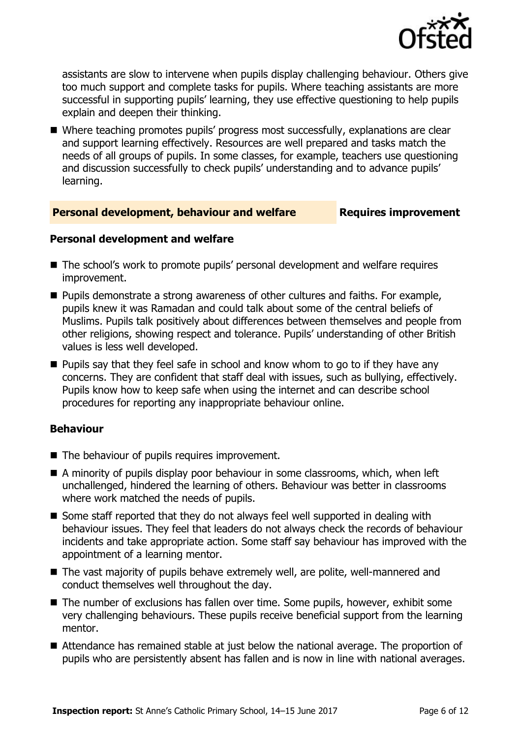assistants are slow to intervene when pupils display challenging behaviour. Others give too much support and complete tasks for pupils. Where teaching assistants are more successful in supporting pupils' learning, they use effective questioning to help pupils explain and deepen their thinking.

- Where teaching promotes pupils' progress most successfully, explanations are clear and support learning effectively. Resources are well prepared and tasks match the needs of all groups of pupils. In some classes, for example, teachers use questioning and discussion successfully to check pupils' understanding and to advance pupils' learning.

## Personal development, behaviour and welfare — Requires improvement

### Personal development and welfare

- The school's work to promote pupils' personal development and welfare requires improvement.
- Pupils demonstrate a strong awareness of other cultures and faiths. For example, pupils knew it was Ramadan and could talk about some of the central beliefs of Muslims. Pupils talk positively about differences between themselves and people from other religions, showing respect and tolerance. Pupils' understanding of other British values is less well developed.
- Pupils say that they feel safe in school and know whom to go to if they have any concerns. They are confident that staff deal with issues, such as bullying, effectively. Pupils know how to keep safe when using the internet and can describe school procedures for reporting any inappropriate behaviour online.

### Behaviour

- The behaviour of pupils requires improvement.
- A minority of pupils display poor behaviour in some classrooms, which, when left unchallenged, hindered the learning of others. Behaviour was better in classrooms where work matched the needs of pupils.
- Some staff reported that they do not always feel well supported in dealing with behaviour issues. They feel that leaders do not always check the records of behaviour incidents and take appropriate action. Some staff say behaviour has improved with the appointment of a learning mentor.
- The vast majority of pupils behave extremely well, are polite, well-mannered and conduct themselves well throughout the day.
- The number of exclusions has fallen over time. Some pupils, however, exhibit some very challenging behaviours. These pupils receive beneficial support from the learning mentor.
- Attendance has remained stable at just below the national average. The proportion of pupils who are persistently absent has fallen and is now in line with national averages.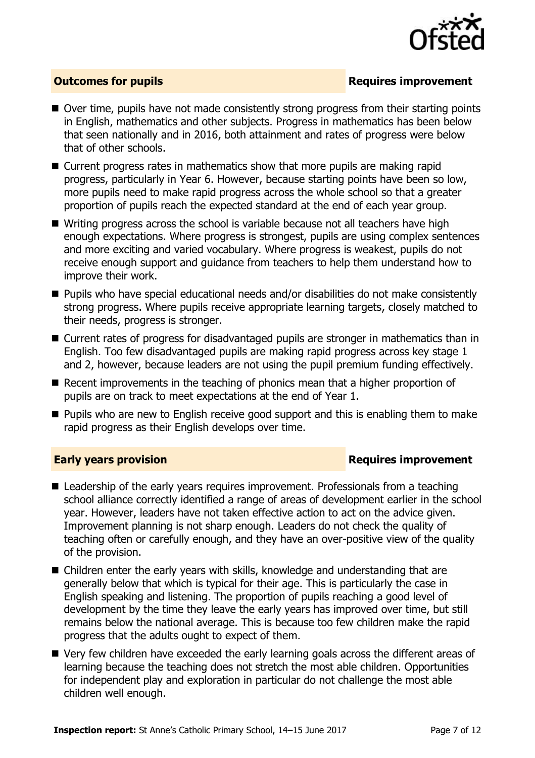## Outcomes for pupils — Requires improvement

- Over time, pupils have not made consistently strong progress from their starting points in English, mathematics and other subjects. Progress in mathematics has been below that seen nationally and in 2016, both attainment and rates of progress were below that of other schools.
- Current progress rates in mathematics show that more pupils are making rapid progress, particularly in Year 6. However, because starting points have been so low, more pupils need to make rapid progress across the whole school so that a greater proportion of pupils reach the expected standard at the end of each year group.
- Writing progress across the school is variable because not all teachers have high enough expectations. Where progress is strongest, pupils are using complex sentences and more exciting and varied vocabulary. Where progress is weakest, pupils do not receive enough support and guidance from teachers to help them understand how to improve their work.
- Pupils who have special educational needs and/or disabilities do not make consistently strong progress. Where pupils receive appropriate learning targets, closely matched to their needs, progress is stronger.
- Current rates of progress for disadvantaged pupils are stronger in mathematics than in English. Too few disadvantaged pupils are making rapid progress across key stage 1 and 2, however, because leaders are not using the pupil premium funding effectively.
- Recent improvements in the teaching of phonics mean that a higher proportion of pupils are on track to meet expectations at the end of Year 1.
- Pupils who are new to English receive good support and this is enabling them to make rapid progress as their English develops over time.

## Early years provision — Requires improvement

- Leadership of the early years requires improvement. Professionals from a teaching school alliance correctly identified a range of areas of development earlier in the school year. However, leaders have not taken effective action to act on the advice given. Improvement planning is not sharp enough. Leaders do not check the quality of teaching often or carefully enough, and they have an over-positive view of the quality of the provision.
- Children enter the early years with skills, knowledge and understanding that are generally below that which is typical for their age. This is particularly the case in English speaking and listening. The proportion of pupils reaching a good level of development by the time they leave the early years has improved over time, but still remains below the national average. This is because too few children make the rapid progress that the adults ought to expect of them.
- Very few children have exceeded the early learning goals across the different areas of learning because the teaching does not stretch the most able children. Opportunities for independent play and exploration in particular do not challenge the most able children well enough.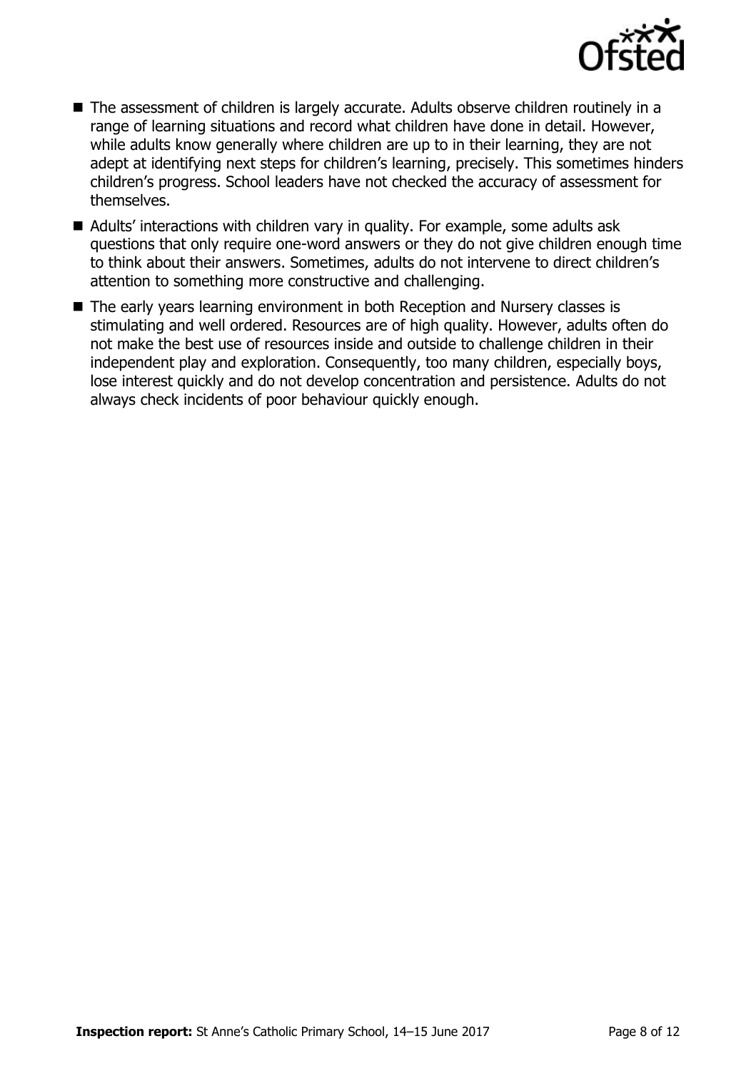- The assessment of children is largely accurate. Adults observe children routinely in a range of learning situations and record what children have done in detail. However, while adults know generally where children are up to in their learning, they are not adept at identifying next steps for children's learning, precisely. This sometimes hinders children's progress. School leaders have not checked the accuracy of assessment for themselves.
- Adults' interactions with children vary in quality. For example, some adults ask questions that only require one-word answers or they do not give children enough time to think about their answers. Sometimes, adults do not intervene to direct children's attention to something more constructive and challenging.
- The early years learning environment in both Reception and Nursery classes is stimulating and well ordered. Resources are of high quality. However, adults often do not make the best use of resources inside and outside to challenge children in their independent play and exploration. Consequently, too many children, especially boys, lose interest quickly and do not develop concentration and persistence. Adults do not always check incidents of poor behaviour quickly enough.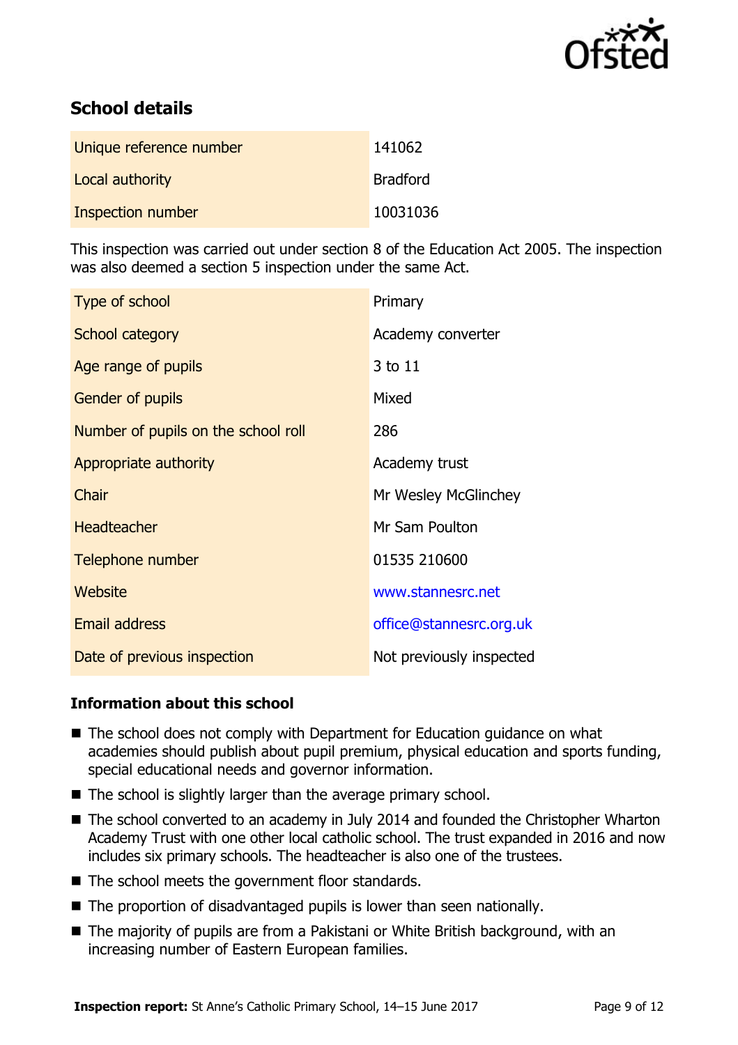## School details

| | |
|---|---|
| Unique reference number | 141062 |
| Local authority | Bradford |
| Inspection number | 10031036 |

This inspection was carried out under section 8 of the Education Act 2005. The inspection was also deemed a section 5 inspection under the same Act.

| | |
|---|---|
| Type of school | Primary |
| School category | Academy converter |
| Age range of pupils | 3 to 11 |
| Gender of pupils | Mixed |
| Number of pupils on the school roll | 286 |
| Appropriate authority | Academy trust |
| Chair | Mr Wesley McGlinchey |
| Headteacher | Mr Sam Poulton |
| Telephone number | 01535 210600 |
| Website | www.stannesrc.net |
| Email address | office@stannesrc.org.uk |
| Date of previous inspection | Not previously inspected |

### Information about this school

- The school does not comply with Department for Education guidance on what academies should publish about pupil premium, physical education and sports funding, special educational needs and governor information.
- The school is slightly larger than the average primary school.
- The school converted to an academy in July 2014 and founded the Christopher Wharton Academy Trust with one other local catholic school. The trust expanded in 2016 and now includes six primary schools. The headteacher is also one of the trustees.
- The school meets the government floor standards.
- The proportion of disadvantaged pupils is lower than seen nationally.
- The majority of pupils are from a Pakistani or White British background, with an increasing number of Eastern European families.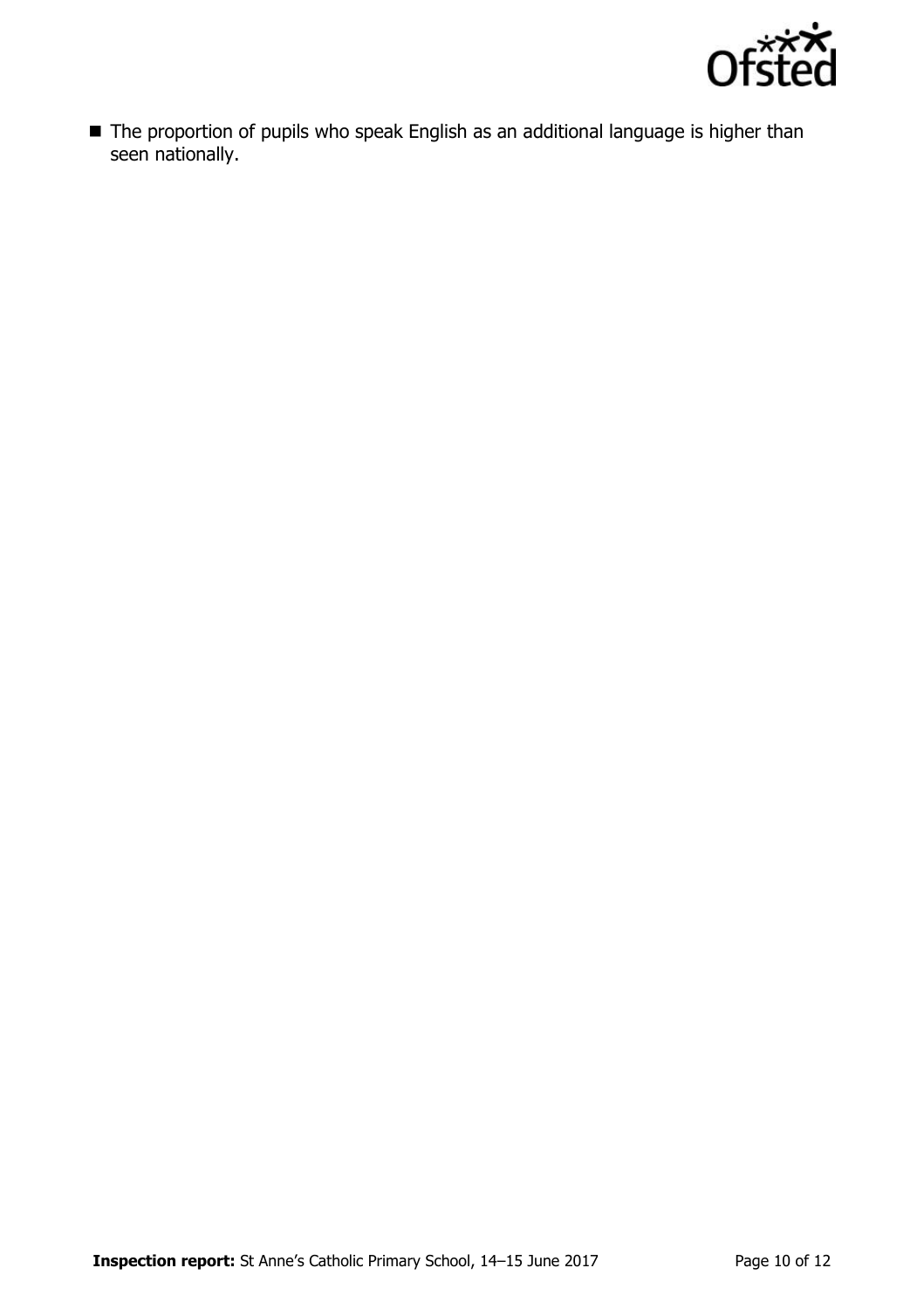- The proportion of pupils who speak English as an additional language is higher than seen nationally.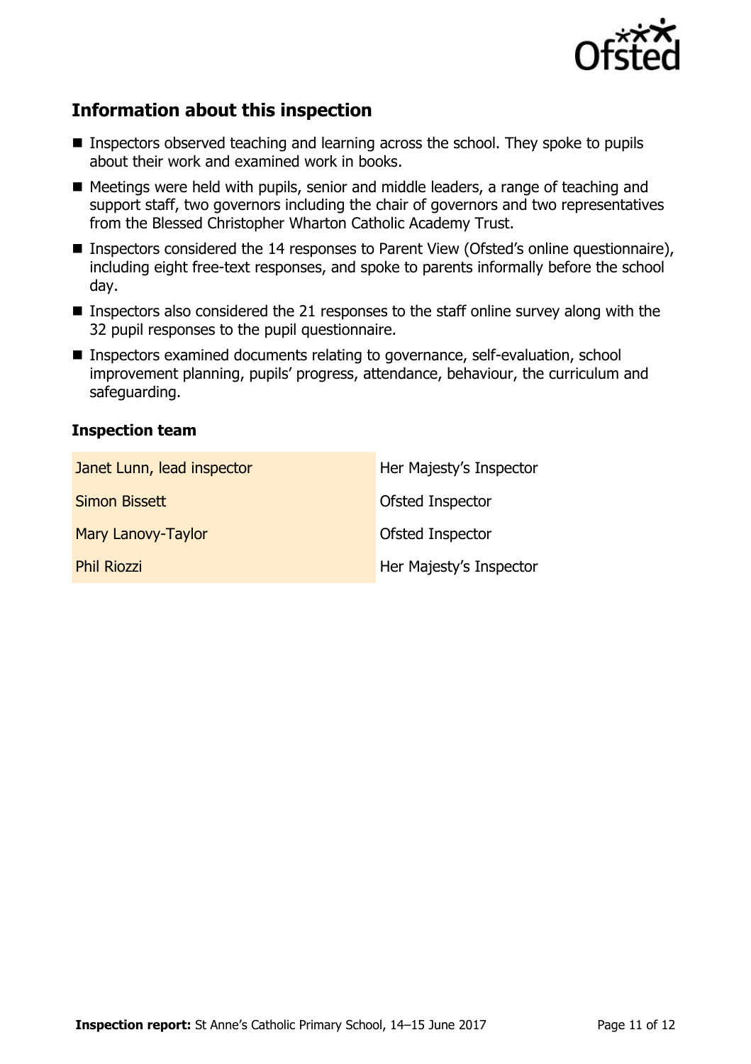## Information about this inspection

- Inspectors observed teaching and learning across the school. They spoke to pupils about their work and examined work in books.
- Meetings were held with pupils, senior and middle leaders, a range of teaching and support staff, two governors including the chair of governors and two representatives from the Blessed Christopher Wharton Catholic Academy Trust.
- Inspectors considered the 14 responses to Parent View (Ofsted's online questionnaire), including eight free-text responses, and spoke to parents informally before the school day.
- Inspectors also considered the 21 responses to the staff online survey along with the 32 pupil responses to the pupil questionnaire.
- Inspectors examined documents relating to governance, self-evaluation, school improvement planning, pupils' progress, attendance, behaviour, the curriculum and safeguarding.

### Inspection team

| | |
|---|---|
| Janet Lunn, lead inspector | Her Majesty's Inspector |
| Simon Bissett | Ofsted Inspector |
| Mary Lanovy-Taylor | Ofsted Inspector |
| Phil Riozzi | Her Majesty's Inspector |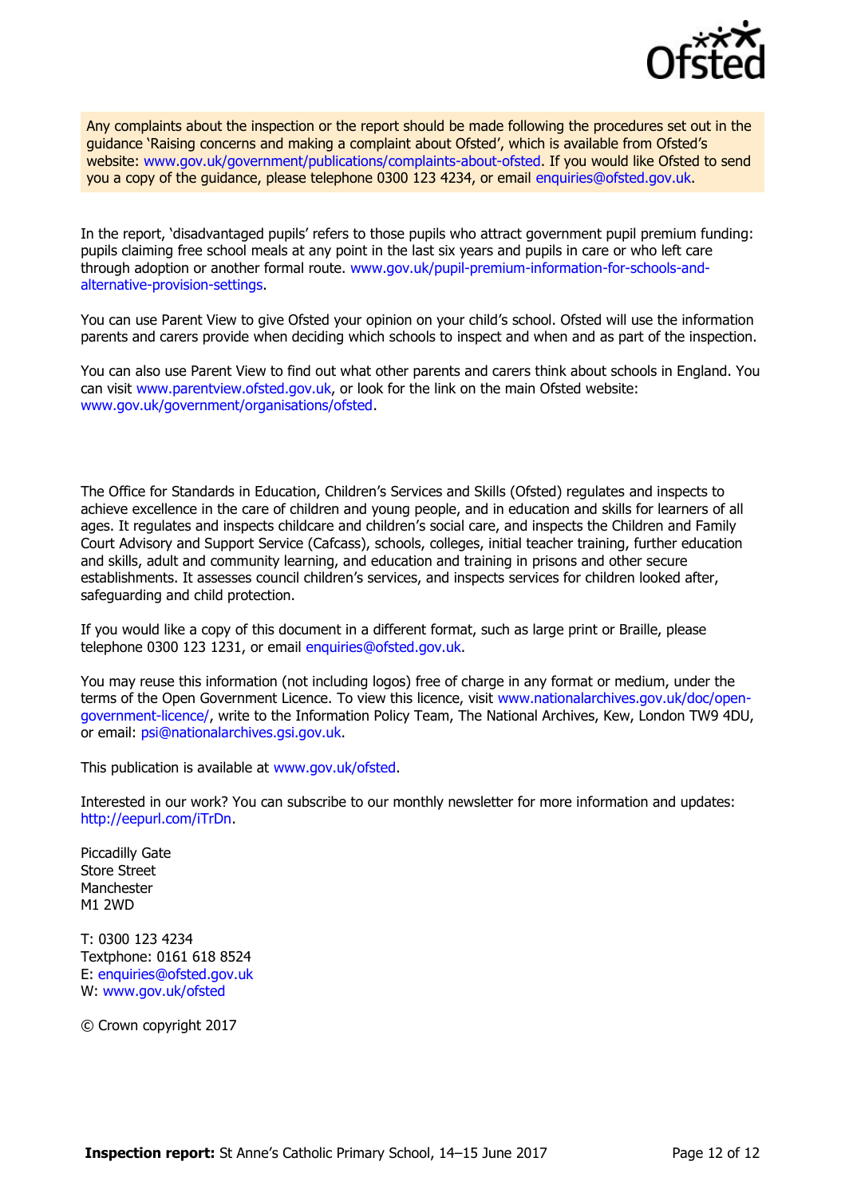Any complaints about the inspection or the report should be made following the procedures set out in the guidance 'Raising concerns and making a complaint about Ofsted', which is available from Ofsted's website: www.gov.uk/government/publications/complaints-about-ofsted. If you would like Ofsted to send you a copy of the guidance, please telephone 0300 123 4234, or email enquiries@ofsted.gov.uk.

In the report, 'disadvantaged pupils' refers to those pupils who attract government pupil premium funding: pupils claiming free school meals at any point in the last six years and pupils in care or who left care through adoption or another formal route. www.gov.uk/pupil-premium-information-for-schools-and-alternative-provision-settings.

You can use Parent View to give Ofsted your opinion on your child's school. Ofsted will use the information parents and carers provide when deciding which schools to inspect and when and as part of the inspection.

You can also use Parent View to find out what other parents and carers think about schools in England. You can visit www.parentview.ofsted.gov.uk, or look for the link on the main Ofsted website: www.gov.uk/government/organisations/ofsted.

The Office for Standards in Education, Children's Services and Skills (Ofsted) regulates and inspects to achieve excellence in the care of children and young people, and in education and skills for learners of all ages. It regulates and inspects childcare and children's social care, and inspects the Children and Family Court Advisory and Support Service (Cafcass), schools, colleges, initial teacher training, further education and skills, adult and community learning, and education and training in prisons and other secure establishments. It assesses council children's services, and inspects services for children looked after, safeguarding and child protection.

If you would like a copy of this document in a different format, such as large print or Braille, please telephone 0300 123 1231, or email enquiries@ofsted.gov.uk.

You may reuse this information (not including logos) free of charge in any format or medium, under the terms of the Open Government Licence. To view this licence, visit www.nationalarchives.gov.uk/doc/open-government-licence/, write to the Information Policy Team, The National Archives, Kew, London TW9 4DU, or email: psi@nationalarchives.gsi.gov.uk.

This publication is available at www.gov.uk/ofsted.

Interested in our work? You can subscribe to our monthly newsletter for more information and updates: http://eepurl.com/iTrDn.

Piccadilly Gate
Store Street
Manchester
M1 2WD

T: 0300 123 4234
Textphone: 0161 618 8524
E: enquiries@ofsted.gov.uk
W: www.gov.uk/ofsted

© Crown copyright 2017